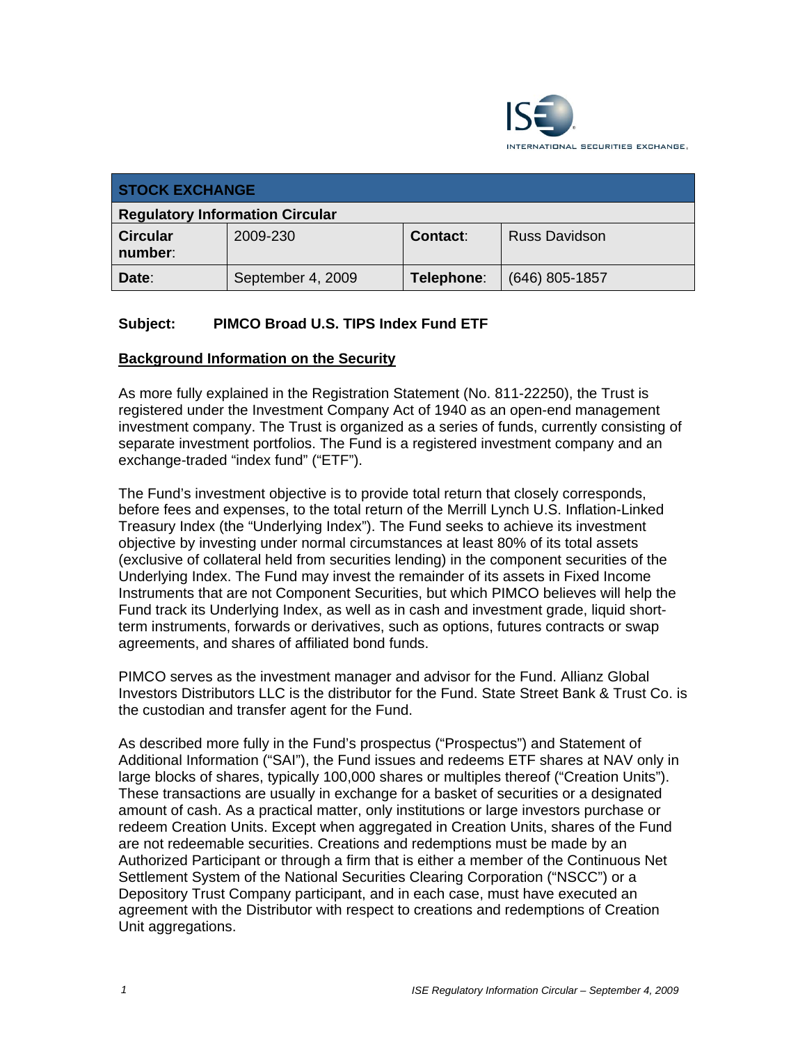INTERNATIONAL SECURITIES EXCHANGE.

| STOCK EXCHANGE | | | |
|---|---|---|---|
| **Regulatory Information Circular** | | | |
| **Circular number:** | 2009-230 | **Contact:** | Russ Davidson |
| **Date:** | September 4, 2009 | **Telephone:** | (646) 805-1857 |

**Subject: PIMCO Broad U.S. TIPS Index Fund ETF**

## Background Information on the Security

As more fully explained in the Registration Statement (No. 811-22250), the Trust is registered under the Investment Company Act of 1940 as an open-end management investment company. The Trust is organized as a series of funds, currently consisting of separate investment portfolios. The Fund is a registered investment company and an exchange-traded "index fund" ("ETF").

The Fund's investment objective is to provide total return that closely corresponds, before fees and expenses, to the total return of the Merrill Lynch U.S. Inflation-Linked Treasury Index (the "Underlying Index"). The Fund seeks to achieve its investment objective by investing under normal circumstances at least 80% of its total assets (exclusive of collateral held from securities lending) in the component securities of the Underlying Index. The Fund may invest the remainder of its assets in Fixed Income Instruments that are not Component Securities, but which PIMCO believes will help the Fund track its Underlying Index, as well as in cash and investment grade, liquid short-term instruments, forwards or derivatives, such as options, futures contracts or swap agreements, and shares of affiliated bond funds.

PIMCO serves as the investment manager and advisor for the Fund. Allianz Global Investors Distributors LLC is the distributor for the Fund. State Street Bank & Trust Co. is the custodian and transfer agent for the Fund.

As described more fully in the Fund's prospectus ("Prospectus") and Statement of Additional Information ("SAI"), the Fund issues and redeems ETF shares at NAV only in large blocks of shares, typically 100,000 shares or multiples thereof ("Creation Units"). These transactions are usually in exchange for a basket of securities or a designated amount of cash. As a practical matter, only institutions or large investors purchase or redeem Creation Units. Except when aggregated in Creation Units, shares of the Fund are not redeemable securities. Creations and redemptions must be made by an Authorized Participant or through a firm that is either a member of the Continuous Net Settlement System of the National Securities Clearing Corporation ("NSCC") or a Depository Trust Company participant, and in each case, must have executed an agreement with the Distributor with respect to creations and redemptions of Creation Unit aggregations.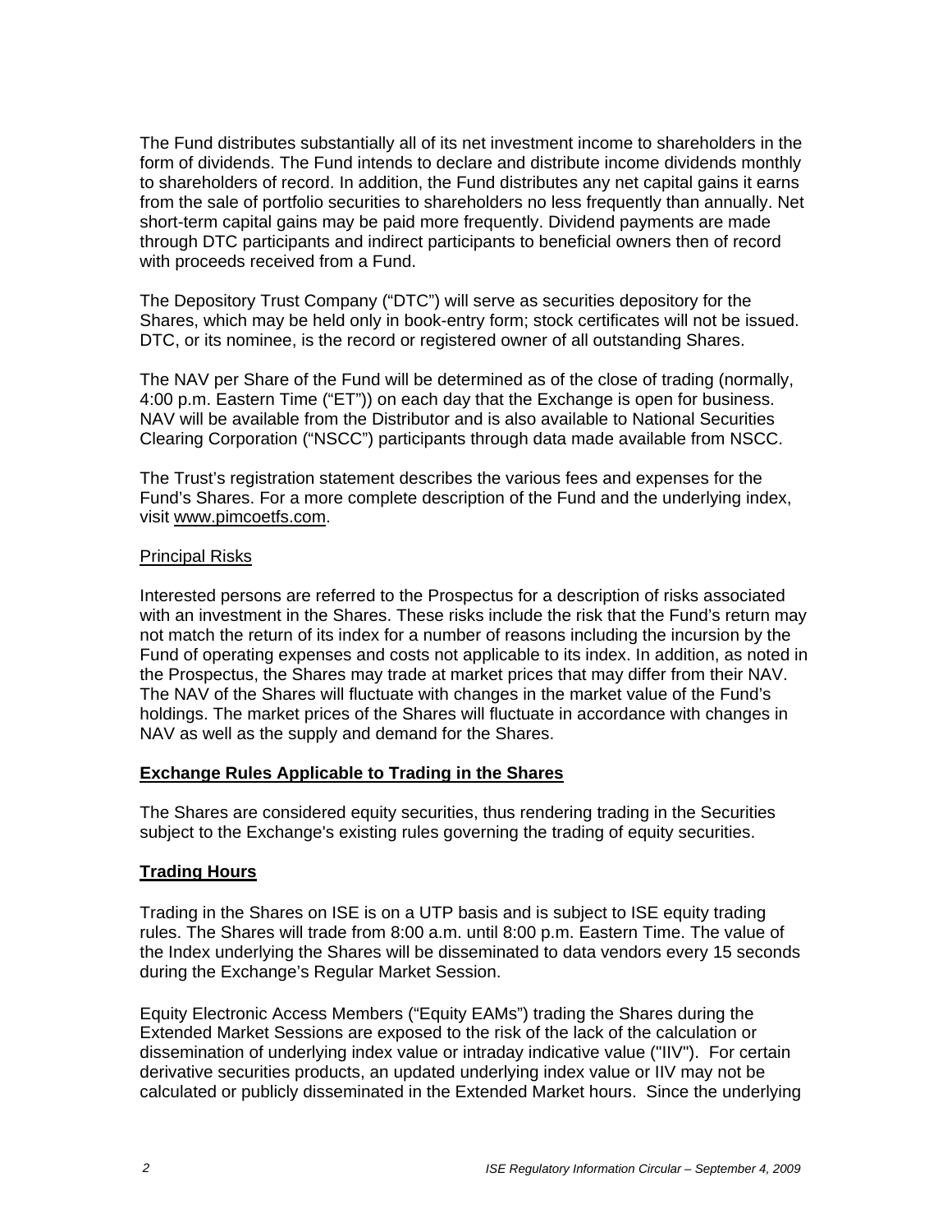The Fund distributes substantially all of its net investment income to shareholders in the form of dividends. The Fund intends to declare and distribute income dividends monthly to shareholders of record. In addition, the Fund distributes any net capital gains it earns from the sale of portfolio securities to shareholders no less frequently than annually. Net short-term capital gains may be paid more frequently. Dividend payments are made through DTC participants and indirect participants to beneficial owners then of record with proceeds received from a Fund.

The Depository Trust Company ("DTC") will serve as securities depository for the Shares, which may be held only in book-entry form; stock certificates will not be issued. DTC, or its nominee, is the record or registered owner of all outstanding Shares.

The NAV per Share of the Fund will be determined as of the close of trading (normally, 4:00 p.m. Eastern Time ("ET")) on each day that the Exchange is open for business. NAV will be available from the Distributor and is also available to National Securities Clearing Corporation ("NSCC") participants through data made available from NSCC.

The Trust's registration statement describes the various fees and expenses for the Fund's Shares. For a more complete description of the Fund and the underlying index, visit www.pimcoetfs.com.

Principal Risks

Interested persons are referred to the Prospectus for a description of risks associated with an investment in the Shares. These risks include the risk that the Fund's return may not match the return of its index for a number of reasons including the incursion by the Fund of operating expenses and costs not applicable to its index. In addition, as noted in the Prospectus, the Shares may trade at market prices that may differ from their NAV. The NAV of the Shares will fluctuate with changes in the market value of the Fund's holdings. The market prices of the Shares will fluctuate in accordance with changes in NAV as well as the supply and demand for the Shares.

**Exchange Rules Applicable to Trading in the Shares**

The Shares are considered equity securities, thus rendering trading in the Securities subject to the Exchange's existing rules governing the trading of equity securities.

**Trading Hours**

Trading in the Shares on ISE is on a UTP basis and is subject to ISE equity trading rules. The Shares will trade from 8:00 a.m. until 8:00 p.m. Eastern Time. The value of the Index underlying the Shares will be disseminated to data vendors every 15 seconds during the Exchange's Regular Market Session.

Equity Electronic Access Members ("Equity EAMs") trading the Shares during the Extended Market Sessions are exposed to the risk of the lack of the calculation or dissemination of underlying index value or intraday indicative value ("IIV"). For certain derivative securities products, an updated underlying index value or IIV may not be calculated or publicly disseminated in the Extended Market hours. Since the underlying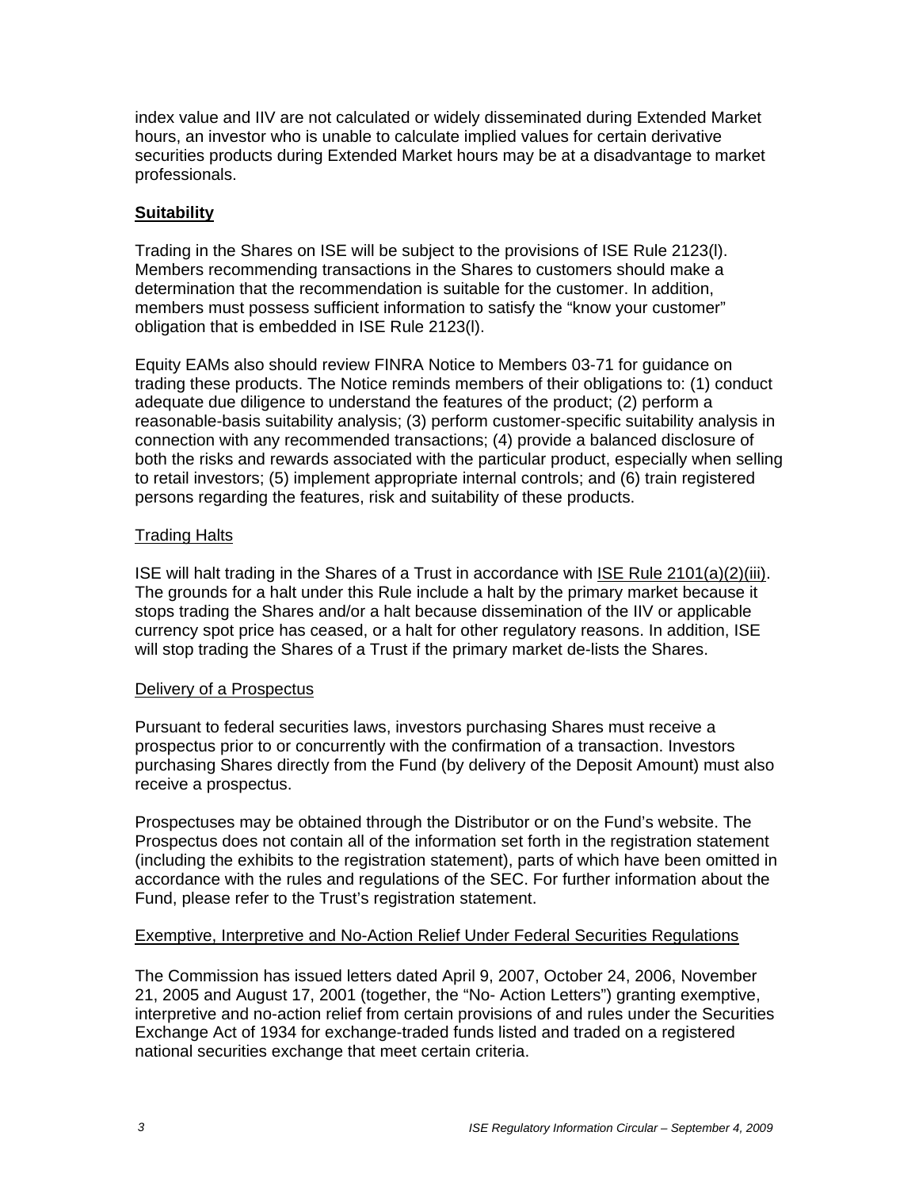index value and IIV are not calculated or widely disseminated during Extended Market hours, an investor who is unable to calculate implied values for certain derivative securities products during Extended Market hours may be at a disadvantage to market professionals.

## **Suitability**

Trading in the Shares on ISE will be subject to the provisions of ISE Rule 2123(l). Members recommending transactions in the Shares to customers should make a determination that the recommendation is suitable for the customer. In addition, members must possess sufficient information to satisfy the "know your customer" obligation that is embedded in ISE Rule 2123(l).

Equity EAMs also should review FINRA Notice to Members 03-71 for guidance on trading these products. The Notice reminds members of their obligations to: (1) conduct adequate due diligence to understand the features of the product; (2) perform a reasonable-basis suitability analysis; (3) perform customer-specific suitability analysis in connection with any recommended transactions; (4) provide a balanced disclosure of both the risks and rewards associated with the particular product, especially when selling to retail investors; (5) implement appropriate internal controls; and (6) train registered persons regarding the features, risk and suitability of these products.

### Trading Halts

ISE will halt trading in the Shares of a Trust in accordance with ISE Rule 2101(a)(2)(iii). The grounds for a halt under this Rule include a halt by the primary market because it stops trading the Shares and/or a halt because dissemination of the IIV or applicable currency spot price has ceased, or a halt for other regulatory reasons. In addition, ISE will stop trading the Shares of a Trust if the primary market de-lists the Shares.

### Delivery of a Prospectus

Pursuant to federal securities laws, investors purchasing Shares must receive a prospectus prior to or concurrently with the confirmation of a transaction. Investors purchasing Shares directly from the Fund (by delivery of the Deposit Amount) must also receive a prospectus.

Prospectuses may be obtained through the Distributor or on the Fund's website. The Prospectus does not contain all of the information set forth in the registration statement (including the exhibits to the registration statement), parts of which have been omitted in accordance with the rules and regulations of the SEC. For further information about the Fund, please refer to the Trust's registration statement.

### Exemptive, Interpretive and No-Action Relief Under Federal Securities Regulations

The Commission has issued letters dated April 9, 2007, October 24, 2006, November 21, 2005 and August 17, 2001 (together, the "No- Action Letters") granting exemptive, interpretive and no-action relief from certain provisions of and rules under the Securities Exchange Act of 1934 for exchange-traded funds listed and traded on a registered national securities exchange that meet certain criteria.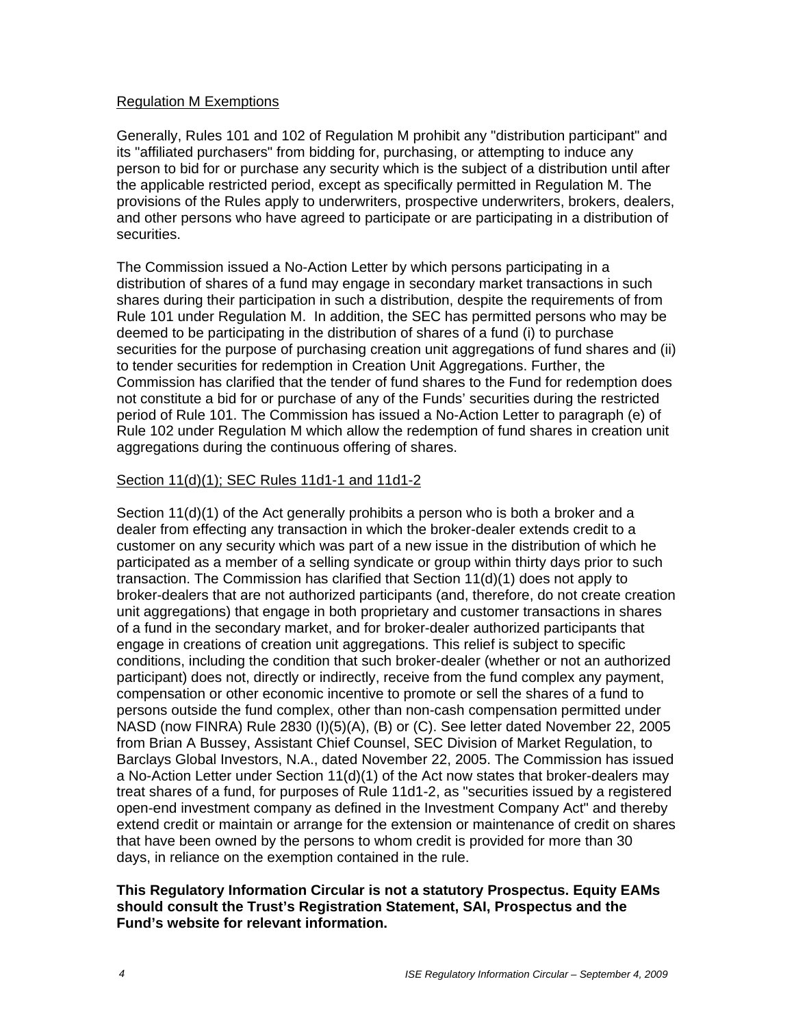Regulation M Exemptions

Generally, Rules 101 and 102 of Regulation M prohibit any "distribution participant" and its "affiliated purchasers" from bidding for, purchasing, or attempting to induce any person to bid for or purchase any security which is the subject of a distribution until after the applicable restricted period, except as specifically permitted in Regulation M. The provisions of the Rules apply to underwriters, prospective underwriters, brokers, dealers, and other persons who have agreed to participate or are participating in a distribution of securities.

The Commission issued a No-Action Letter by which persons participating in a distribution of shares of a fund may engage in secondary market transactions in such shares during their participation in such a distribution, despite the requirements of from Rule 101 under Regulation M. In addition, the SEC has permitted persons who may be deemed to be participating in the distribution of shares of a fund (i) to purchase securities for the purpose of purchasing creation unit aggregations of fund shares and (ii) to tender securities for redemption in Creation Unit Aggregations. Further, the Commission has clarified that the tender of fund shares to the Fund for redemption does not constitute a bid for or purchase of any of the Funds' securities during the restricted period of Rule 101. The Commission has issued a No-Action Letter to paragraph (e) of Rule 102 under Regulation M which allow the redemption of fund shares in creation unit aggregations during the continuous offering of shares.

Section 11(d)(1); SEC Rules 11d1-1 and 11d1-2

Section 11(d)(1) of the Act generally prohibits a person who is both a broker and a dealer from effecting any transaction in which the broker-dealer extends credit to a customer on any security which was part of a new issue in the distribution of which he participated as a member of a selling syndicate or group within thirty days prior to such transaction. The Commission has clarified that Section 11(d)(1) does not apply to broker-dealers that are not authorized participants (and, therefore, do not create creation unit aggregations) that engage in both proprietary and customer transactions in shares of a fund in the secondary market, and for broker-dealer authorized participants that engage in creations of creation unit aggregations. This relief is subject to specific conditions, including the condition that such broker-dealer (whether or not an authorized participant) does not, directly or indirectly, receive from the fund complex any payment, compensation or other economic incentive to promote or sell the shares of a fund to persons outside the fund complex, other than non-cash compensation permitted under NASD (now FINRA) Rule 2830 (I)(5)(A), (B) or (C). See letter dated November 22, 2005 from Brian A Bussey, Assistant Chief Counsel, SEC Division of Market Regulation, to Barclays Global Investors, N.A., dated November 22, 2005. The Commission has issued a No-Action Letter under Section 11(d)(1) of the Act now states that broker-dealers may treat shares of a fund, for purposes of Rule 11d1-2, as "securities issued by a registered open-end investment company as defined in the Investment Company Act" and thereby extend credit or maintain or arrange for the extension or maintenance of credit on shares that have been owned by the persons to whom credit is provided for more than 30 days, in reliance on the exemption contained in the rule.

**This Regulatory Information Circular is not a statutory Prospectus. Equity EAMs should consult the Trust's Registration Statement, SAI, Prospectus and the Fund's website for relevant information.**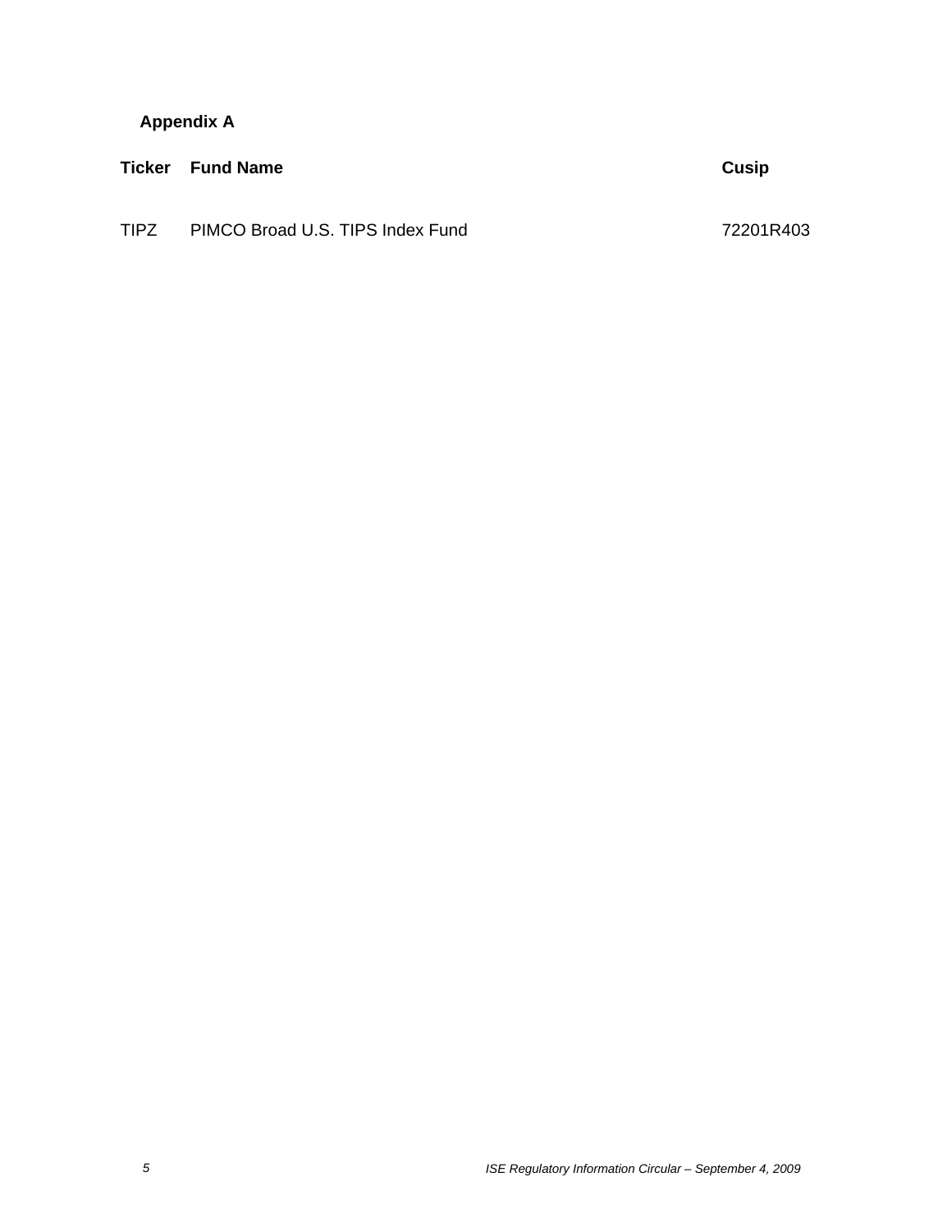**Appendix A**

| Ticker | Fund Name | Cusip |
|---|---|---|
| TIPZ | PIMCO Broad U.S. TIPS Index Fund | 72201R403 |